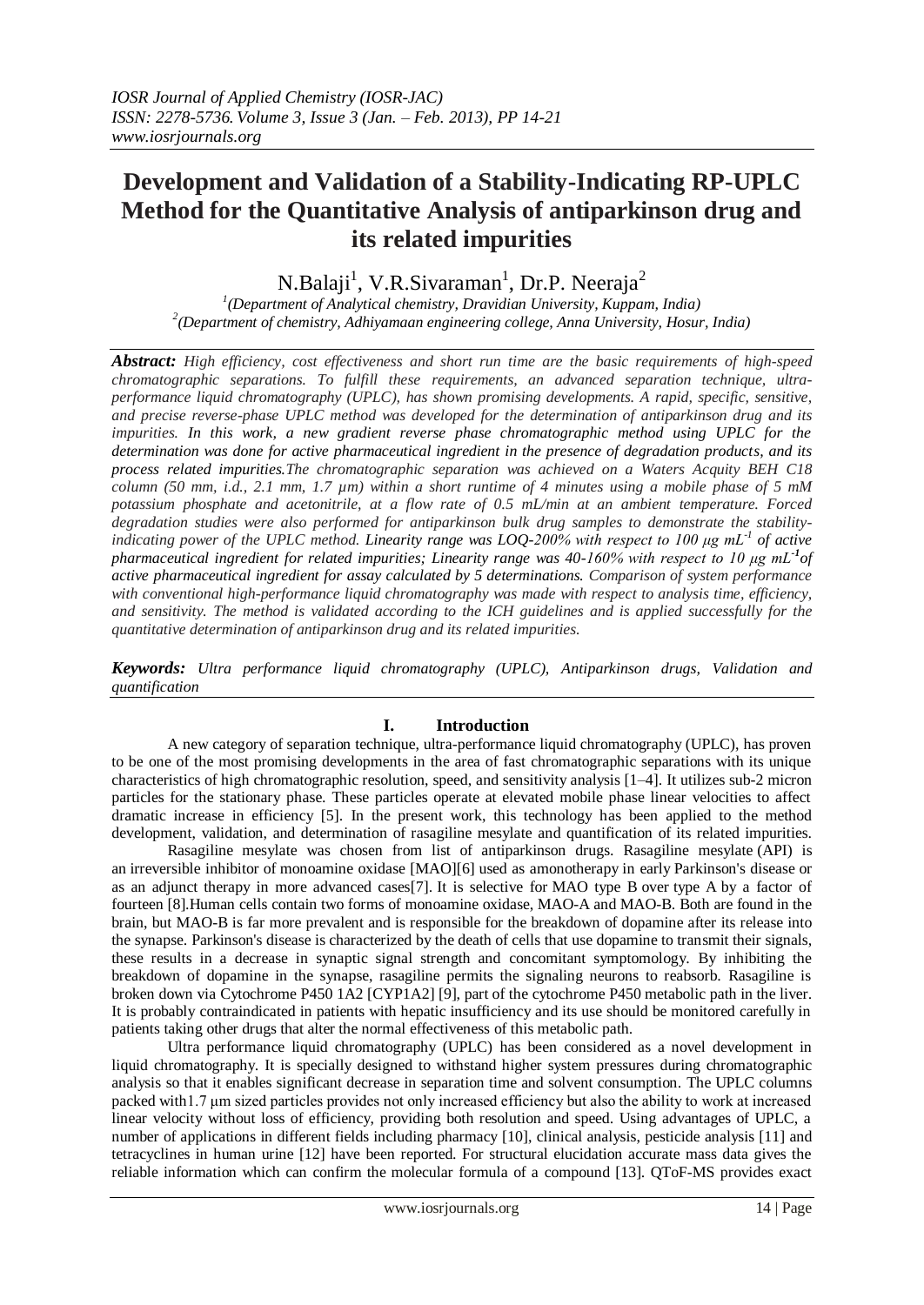# Development and Validation of a Stability-Indicating RP-UPLC Method for the Quantitative Analysis of antiparkinson drug and its related impurities

N.Balaji[1], V.R.Sivaraman[1], Dr.P. Neeraja[2]

[1](Department of Analytical chemistry, Dravidian University, Kuppam, India)
[2](Department of chemistry, Adhiyamaan engineering college, Anna University, Hosur, India)

***Abstract:*** *High efficiency, cost effectiveness and short run time are the basic requirements of high-speed chromatographic separations. To fulfill these requirements, an advanced separation technique, ultra-performance liquid chromatography (UPLC), has shown promising developments. A rapid, specific, sensitive, and precise reverse-phase UPLC method was developed for the determination of antiparkinson drug and its impurities.* ***In this work, a new gradient reverse phase chromatographic method using UPLC for the determination was done for active pharmaceutical ingredient in the presence of degradation products, and its process related impurities.*** *The chromatographic separation was achieved on a Waters Acquity BEH C18 column (50 mm, i.d., 2.1 mm, 1.7 µm) within a short runtime of 4 minutes using a mobile phase of 5 mM potassium phosphate and acetonitrile, at a flow rate of 0.5 mL/min at an ambient temperature. Forced degradation studies were also performed for antiparkinson bulk drug samples to demonstrate the stability-indicating power of the UPLC method.* ***Linearity range was LOQ-200% with respect to 100 µg mL$^{-1}$ of active pharmaceutical ingredient for related impurities; Linearity range was 40-160% with respect to 10 µg mL$^{-1}$ of active pharmaceutical ingredient for assay calculated by 5 determinations.*** *Comparison of system performance with conventional high-performance liquid chromatography was made with respect to analysis time, efficiency, and sensitivity. The method is validated according to the ICH guidelines and is applied successfully for the quantitative determination of antiparkinson drug and its related impurities.*

***Keywords:*** *Ultra performance liquid chromatography (UPLC), Antiparkinson drugs, Validation and quantification*

## I. Introduction

A new category of separation technique, ultra-performance liquid chromatography (UPLC), has proven to be one of the most promising developments in the area of fast chromatographic separations with its unique characteristics of high chromatographic resolution, speed, and sensitivity analysis [1–4]. It utilizes sub-2 micron particles for the stationary phase. These particles operate at elevated mobile phase linear velocities to affect dramatic increase in efficiency [5]. In the present work, this technology has been applied to the method development, validation, and determination of rasagiline mesylate and quantification of its related impurities.

Rasagiline mesylate was chosen from list of antiparkinson drugs. Rasagiline mesylate (API) is an irreversible inhibitor of monoamine oxidase [MAO][6] used as amonotherapy in early Parkinson's disease or as an adjunct therapy in more advanced cases[7]. It is selective for MAO type B over type A by a factor of fourteen [8].Human cells contain two forms of monoamine oxidase, MAO-A and MAO-B. Both are found in the brain, but MAO-B is far more prevalent and is responsible for the breakdown of dopamine after its release into the synapse. Parkinson's disease is characterized by the death of cells that use dopamine to transmit their signals, these results in a decrease in synaptic signal strength and concomitant symptomology. By inhibiting the breakdown of dopamine in the synapse, rasagiline permits the signaling neurons to reabsorb. Rasagiline is broken down via Cytochrome P450 1A2 [CYP1A2] [9], part of the cytochrome P450 metabolic path in the liver. It is probably contraindicated in patients with hepatic insufficiency and its use should be monitored carefully in patients taking other drugs that alter the normal effectiveness of this metabolic path.

Ultra performance liquid chromatography (UPLC) has been considered as a novel development in liquid chromatography. It is specially designed to withstand higher system pressures during chromatographic analysis so that it enables significant decrease in separation time and solvent consumption. The UPLC columns packed with1.7 µm sized particles provides not only increased efficiency but also the ability to work at increased linear velocity without loss of efficiency, providing both resolution and speed. Using advantages of UPLC, a number of applications in different fields including pharmacy [10], clinical analysis, pesticide analysis [11] and tetracyclines in human urine [12] have been reported. For structural elucidation accurate mass data gives the reliable information which can confirm the molecular formula of a compound [13]. QToF-MS provides exact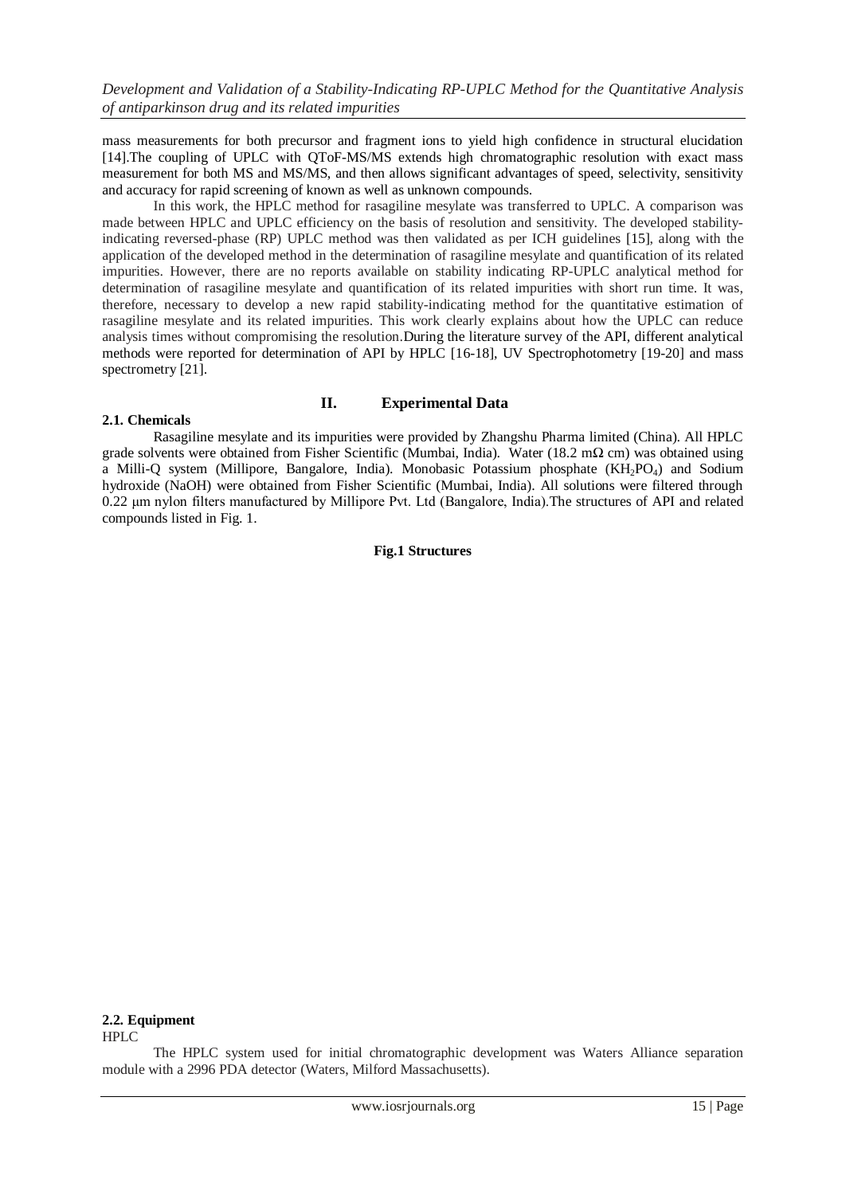mass measurements for both precursor and fragment ions to yield high confidence in structural elucidation [14].The coupling of UPLC with QToF-MS/MS extends high chromatographic resolution with exact mass measurement for both MS and MS/MS, and then allows significant advantages of speed, selectivity, sensitivity and accuracy for rapid screening of known as well as unknown compounds.

In this work, the HPLC method for rasagiline mesylate was transferred to UPLC. A comparison was made between HPLC and UPLC efficiency on the basis of resolution and sensitivity. The developed stability-indicating reversed-phase (RP) UPLC method was then validated as per ICH guidelines [15], along with the application of the developed method in the determination of rasagiline mesylate and quantification of its related impurities. However, there are no reports available on stability indicating RP-UPLC analytical method for determination of rasagiline mesylate and quantification of its related impurities with short run time. It was, therefore, necessary to develop a new rapid stability-indicating method for the quantitative estimation of rasagiline mesylate and its related impurities. This work clearly explains about how the UPLC can reduce analysis times without compromising the resolution.During the literature survey of the API, different analytical methods were reported for determination of API by HPLC [16-18], UV Spectrophotometry [19-20] and mass spectrometry [21].

## II. Experimental Data

### 2.1. Chemicals

Rasagiline mesylate and its impurities were provided by Zhangshu Pharma limited (China). All HPLC grade solvents were obtained from Fisher Scientific (Mumbai, India). Water (18.2 mΩ cm) was obtained using a Milli-Q system (Millipore, Bangalore, India). Monobasic Potassium phosphate ($KH_2PO_4$) and Sodium hydroxide (NaOH) were obtained from Fisher Scientific (Mumbai, India). All solutions were filtered through 0.22 μm nylon filters manufactured by Millipore Pvt. Ltd (Bangalore, India).The structures of API and related compounds listed in Fig. 1.

**Fig.1 Structures**

### 2.2. Equipment

HPLC

The HPLC system used for initial chromatographic development was Waters Alliance separation module with a 2996 PDA detector (Waters, Milford Massachusetts).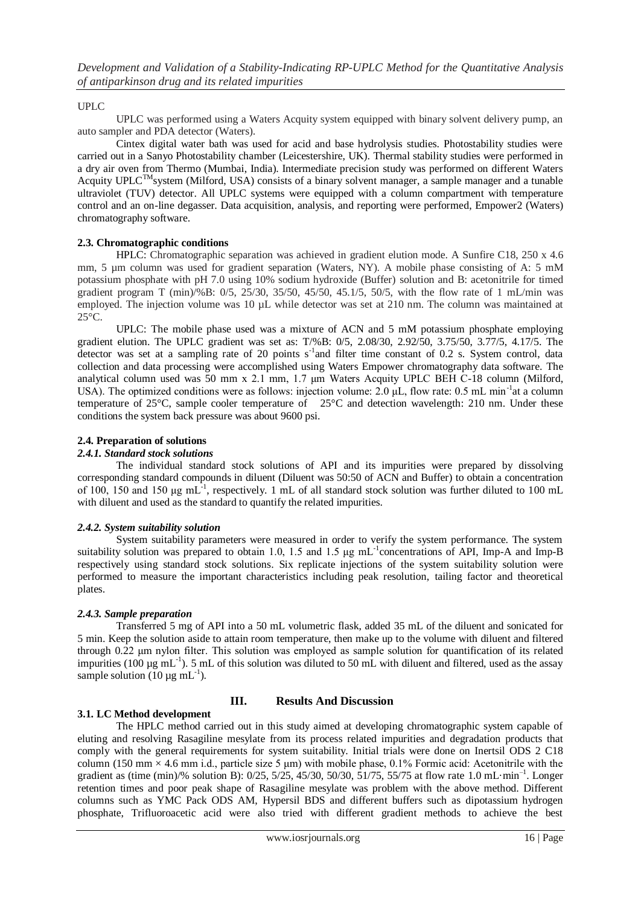UPLC

UPLC was performed using a Waters Acquity system equipped with binary solvent delivery pump, an auto sampler and PDA detector (Waters).

Cintex digital water bath was used for acid and base hydrolysis studies. Photostability studies were carried out in a Sanyo Photostability chamber (Leicestershire, UK). Thermal stability studies were performed in a dry air oven from Thermo (Mumbai, India). Intermediate precision study was performed on different Waters Acquity UPLC$^{TM}$system (Milford, USA) consists of a binary solvent manager, a sample manager and a tunable ultraviolet (TUV) detector. All UPLC systems were equipped with a column compartment with temperature control and an on-line degasser. Data acquisition, analysis, and reporting were performed, Empower2 (Waters) chromatography software.

### 2.3. Chromatographic conditions

HPLC: Chromatographic separation was achieved in gradient elution mode. A Sunfire C18, 250 x 4.6 mm, 5 µm column was used for gradient separation (Waters, NY). A mobile phase consisting of A: 5 mM potassium phosphate with pH 7.0 using 10% sodium hydroxide (Buffer) solution and B: acetonitrile for timed gradient program T (min)/%B: 0/5, 25/30, 35/50, 45/50, 45.1/5, 50/5, with the flow rate of 1 mL/min was employed. The injection volume was 10 µL while detector was set at 210 nm. The column was maintained at 25°C.

UPLC: The mobile phase used was a mixture of ACN and 5 mM potassium phosphate employing gradient elution. The UPLC gradient was set as: T/%B: 0/5, 2.08/30, 2.92/50, 3.75/50, 3.77/5, 4.17/5. The detector was set at a sampling rate of 20 points $s^{-1}$and filter time constant of 0.2 s. System control, data collection and data processing were accomplished using Waters Empower chromatography data software. The analytical column used was 50 mm x 2.1 mm, 1.7 µm Waters Acquity UPLC BEH C-18 column (Milford, USA). The optimized conditions were as follows: injection volume: 2.0 µL, flow rate: 0.5 mL $min^{-1}$at a column temperature of 25°C, sample cooler temperature of 25°C and detection wavelength: 210 nm. Under these conditions the system back pressure was about 9600 psi.

### 2.4. Preparation of solutions

#### *2.4.1. Standard stock solutions*

The individual standard stock solutions of API and its impurities were prepared by dissolving corresponding standard compounds in diluent (Diluent was 50:50 of ACN and Buffer) to obtain a concentration of 100, 150 and 150 µg $mL^{-1}$, respectively. 1 mL of all standard stock solution was further diluted to 100 mL with diluent and used as the standard to quantify the related impurities.

#### *2.4.2. System suitability solution*

System suitability parameters were measured in order to verify the system performance. The system suitability solution was prepared to obtain 1.0, 1.5 and 1.5 µg $mL^{-1}$concentrations of API, Imp-A and Imp-B respectively using standard stock solutions. Six replicate injections of the system suitability solution were performed to measure the important characteristics including peak resolution, tailing factor and theoretical plates.

#### *2.4.3. Sample preparation*

Transferred 5 mg of API into a 50 mL volumetric flask, added 35 mL of the diluent and sonicated for 5 min. Keep the solution aside to attain room temperature, then make up to the volume with diluent and filtered through 0.22 µm nylon filter. This solution was employed as sample solution for quantification of its related impurities (100 µg $mL^{-1}$). 5 mL of this solution was diluted to 50 mL with diluent and filtered, used as the assay sample solution (10 µg $mL^{-1}$).

## III. Results And Discussion

### 3.1. LC Method development

The HPLC method carried out in this study aimed at developing chromatographic system capable of eluting and resolving Rasagiline mesylate from its process related impurities and degradation products that comply with the general requirements for system suitability. Initial trials were done on Inertsil ODS 2 C18 column (150 mm × 4.6 mm i.d., particle size 5 µm) with mobile phase, 0.1% Formic acid: Acetonitrile with the gradient as (time (min)/% solution B): 0/25, 5/25, 45/30, 50/30, 51/75, 55/75 at flow rate 1.0 mL·$min^{-1}$. Longer retention times and poor peak shape of Rasagiline mesylate was problem with the above method. Different columns such as YMC Pack ODS AM, Hypersil BDS and different buffers such as dipotassium hydrogen phosphate, Trifluoroacetic acid were also tried with different gradient methods to achieve the best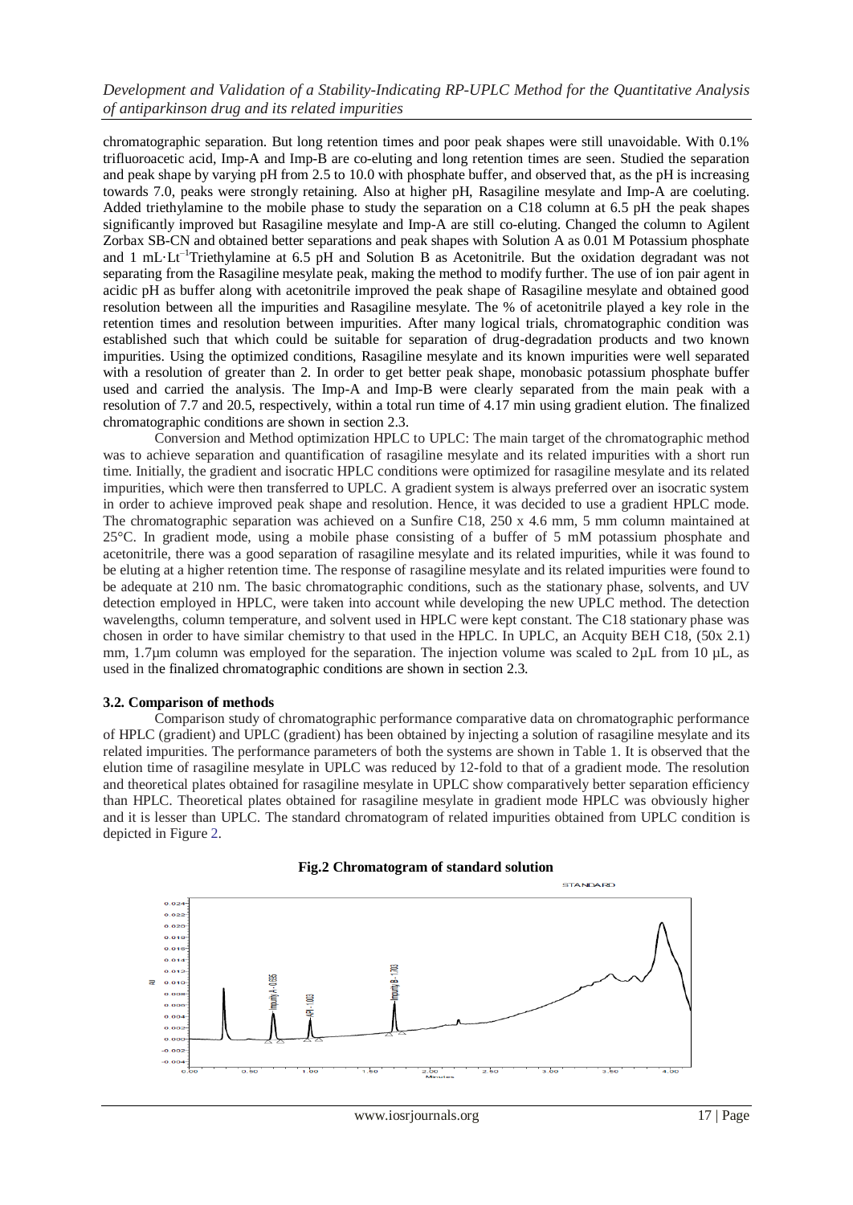chromatographic separation. But long retention times and poor peak shapes were still unavoidable. With 0.1% trifluoroacetic acid, Imp-A and Imp-B are co-eluting and long retention times are seen. Studied the separation and peak shape by varying pH from 2.5 to 10.0 with phosphate buffer, and observed that, as the pH is increasing towards 7.0, peaks were strongly retaining. Also at higher pH, Rasagiline mesylate and Imp-A are coeluting. Added triethylamine to the mobile phase to study the separation on a C18 column at 6.5 pH the peak shapes significantly improved but Rasagiline mesylate and Imp-A are still co-eluting. Changed the column to Agilent Zorbax SB-CN and obtained better separations and peak shapes with Solution A as 0.01 M Potassium phosphate and 1 mL·Lt$^{-1}$Triethylamine at 6.5 pH and Solution B as Acetonitrile. But the oxidation degradant was not separating from the Rasagiline mesylate peak, making the method to modify further. The use of ion pair agent in acidic pH as buffer along with acetonitrile improved the peak shape of Rasagiline mesylate and obtained good resolution between all the impurities and Rasagiline mesylate. The % of acetonitrile played a key role in the retention times and resolution between impurities. After many logical trials, chromatographic condition was established such that which could be suitable for separation of drug-degradation products and two known impurities. Using the optimized conditions, Rasagiline mesylate and its known impurities were well separated with a resolution of greater than 2. In order to get better peak shape, monobasic potassium phosphate buffer used and carried the analysis. The Imp-A and Imp-B were clearly separated from the main peak with a resolution of 7.7 and 20.5, respectively, within a total run time of 4.17 min using gradient elution. The finalized chromatographic conditions are shown in section 2.3.

Conversion and Method optimization HPLC to UPLC: The main target of the chromatographic method was to achieve separation and quantification of rasagiline mesylate and its related impurities with a short run time. Initially, the gradient and isocratic HPLC conditions were optimized for rasagiline mesylate and its related impurities, which were then transferred to UPLC. A gradient system is always preferred over an isocratic system in order to achieve improved peak shape and resolution. Hence, it was decided to use a gradient HPLC mode. The chromatographic separation was achieved on a Sunfire C18, 250 x 4.6 mm, 5 mm column maintained at 25°C. In gradient mode, using a mobile phase consisting of a buffer of 5 mM potassium phosphate and acetonitrile, there was a good separation of rasagiline mesylate and its related impurities, while it was found to be eluting at a higher retention time. The response of rasagiline mesylate and its related impurities were found to be adequate at 210 nm. The basic chromatographic conditions, such as the stationary phase, solvents, and UV detection employed in HPLC, were taken into account while developing the new UPLC method. The detection wavelengths, column temperature, and solvent used in HPLC were kept constant. The C18 stationary phase was chosen in order to have similar chemistry to that used in the HPLC. In UPLC, an Acquity BEH C18, (50x 2.1) mm, 1.7µm column was employed for the separation. The injection volume was scaled to 2µL from 10 µL, as used in the finalized chromatographic conditions are shown in section 2.3.

### 3.2. Comparison of methods

Comparison study of chromatographic performance comparative data on chromatographic performance of HPLC (gradient) and UPLC (gradient) has been obtained by injecting a solution of rasagiline mesylate and its related impurities. The performance parameters of both the systems are shown in Table 1. It is observed that the elution time of rasagiline mesylate in UPLC was reduced by 12-fold to that of a gradient mode. The resolution and theoretical plates obtained for rasagiline mesylate in UPLC show comparatively better separation efficiency than HPLC. Theoretical plates obtained for rasagiline mesylate in gradient mode HPLC was obviously higher and it is lesser than UPLC. The standard chromatogram of related impurities obtained from UPLC condition is depicted in Figure 2.

**Fig.2 Chromatogram of standard solution**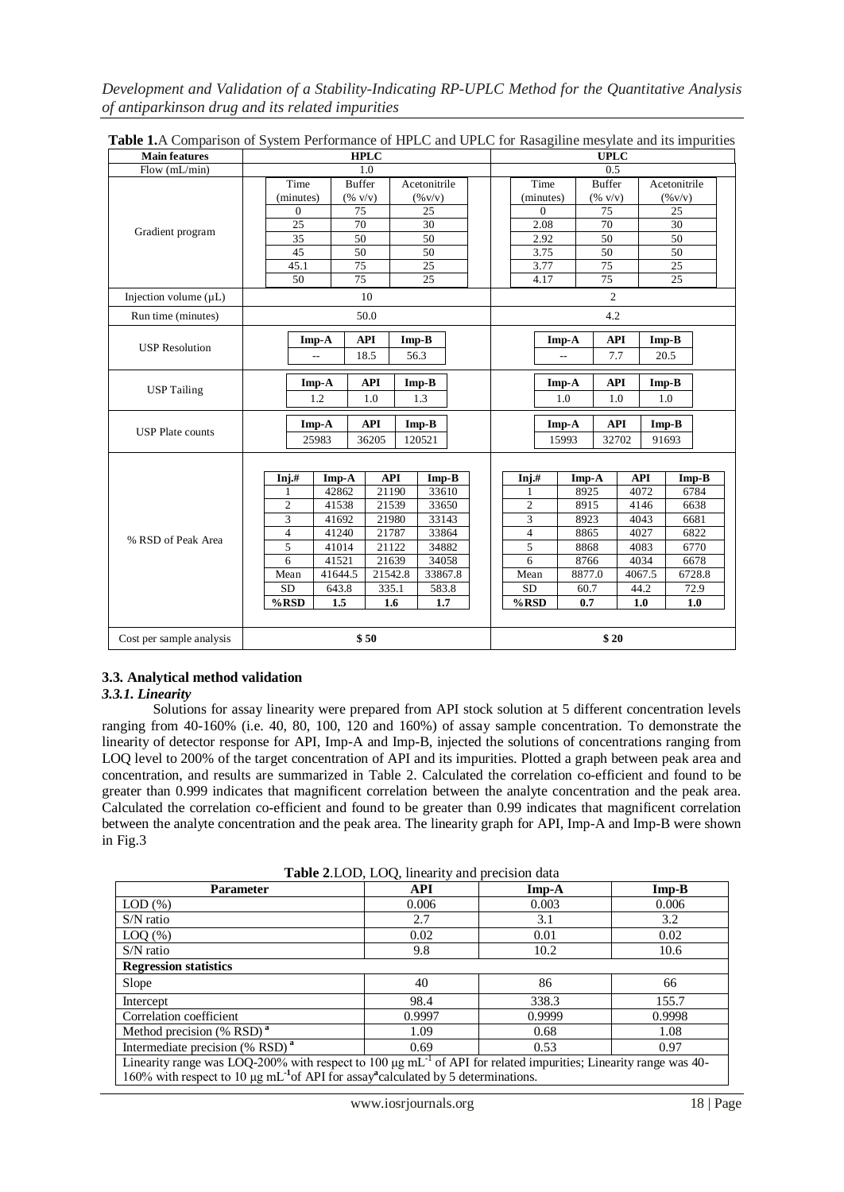**Table 1.** A Comparison of System Performance of HPLC and UPLC for Rasagiline mesylate and its impurities

| Main features | HPLC | | | | UPLC | | | |
|---|---|---|---|---|---|---|---|---|
| Flow (mL/min) | 1.0 | | | | 0.5 | | | |
| Gradient program | Time (minutes) | Buffer (% v/v) | Acetonitrile (%v/v) | | Time (minutes) | Buffer (% v/v) | Acetonitrile (%v/v) | |
| | 0 | 75 | 25 | | 0 | 75 | 25 | |
| | 25 | 70 | 30 | | 2.08 | 70 | 30 | |
| | 35 | 50 | 50 | | 2.92 | 50 | 50 | |
| | 45 | 50 | 50 | | 3.75 | 50 | 50 | |
| | 45.1 | 75 | 25 | | 3.77 | 75 | 25 | |
| | 50 | 75 | 25 | | 4.17 | 75 | 25 | |
| Injection volume (µL) | 10 | | | | 2 | | | |
| Run time (minutes) | 50.0 | | | | 4.2 | | | |
| USP Resolution | Imp-A | API | Imp-B | | Imp-A | API | Imp-B | |
| | -- | 18.5 | 56.3 | | -- | 7.7 | 20.5 | |
| USP Tailing | Imp-A | API | Imp-B | | Imp-A | API | Imp-B | |
| | 1.2 | 1.0 | 1.3 | | 1.0 | 1.0 | 1.0 | |
| USP Plate counts | Imp-A | API | Imp-B | | Imp-A | API | Imp-B | |
| | 25983 | 36205 | 120521 | | 15993 | 32702 | 91693 | |
| % RSD of Peak Area | Inj.# | Imp-A | API | Imp-B | Inj.# | Imp-A | API | Imp-B |
| | 1 | 42862 | 21190 | 33610 | 1 | 8925 | 4072 | 6784 |
| | 2 | 41538 | 21539 | 33650 | 2 | 8915 | 4146 | 6638 |
| | 3 | 41692 | 21980 | 33143 | 3 | 8923 | 4043 | 6681 |
| | 4 | 41240 | 21787 | 33864 | 4 | 8865 | 4027 | 6822 |
| | 5 | 41014 | 21122 | 34882 | 5 | 8868 | 4083 | 6770 |
| | 6 | 41521 | 21639 | 34058 | 6 | 8766 | 4034 | 6678 |
| | Mean | 41644.5 | 21542.8 | 33867.8 | Mean | 8877.0 | 4067.5 | 6728.8 |
| | SD | 643.8 | 335.1 | 583.8 | SD | 60.7 | 44.2 | 72.9 |
| | **%RSD** | **1.5** | **1.6** | **1.7** | **%RSD** | **0.7** | **1.0** | **1.0** |
| Cost per sample analysis | **$ 50** | | | | **$ 20** | | | |

### 3.3. Analytical method validation

#### *3.3.1. Linearity*

Solutions for assay linearity were prepared from API stock solution at 5 different concentration levels ranging from 40-160% (i.e. 40, 80, 100, 120 and 160%) of assay sample concentration. To demonstrate the linearity of detector response for API, Imp-A and Imp-B, injected the solutions of concentrations ranging from LOQ level to 200% of the target concentration of API and its impurities. Plotted a graph between peak area and concentration, and results are summarized in Table 2. Calculated the correlation co-efficient and found to be greater than 0.999 indicates that magnificent correlation between the analyte concentration and the peak area. Calculated the correlation co-efficient and found to be greater than 0.99 indicates that magnificent correlation between the analyte concentration and the peak area. The linearity graph for API, Imp-A and Imp-B were shown in Fig.3

**Table 2.** LOD, LOQ, linearity and precision data

| Parameter | API | Imp-A | Imp-B |
|---|---|---|---|
| LOD (%) | 0.006 | 0.003 | 0.006 |
| S/N ratio | 2.7 | 3.1 | 3.2 |
| LOQ (%) | 0.02 | 0.01 | 0.02 |
| S/N ratio | 9.8 | 10.2 | 10.6 |
| **Regression statistics** | | | |
| Slope | 40 | 86 | 66 |
| Intercept | 98.4 | 338.3 | 155.7 |
| Correlation coefficient | 0.9997 | 0.9999 | 0.9998 |
| Method precision (% RSD) [a] | 1.09 | 0.68 | 1.08 |
| Intermediate precision (% RSD) [a] | 0.69 | 0.53 | 0.97 |

Linearity range was LOQ-200% with respect to 100 µg $mL^{-1}$ of API for related impurities; Linearity range was 40-160% with respect to 10 µg $mL^{-1}$ of API for assay [a] calculated by 5 determinations.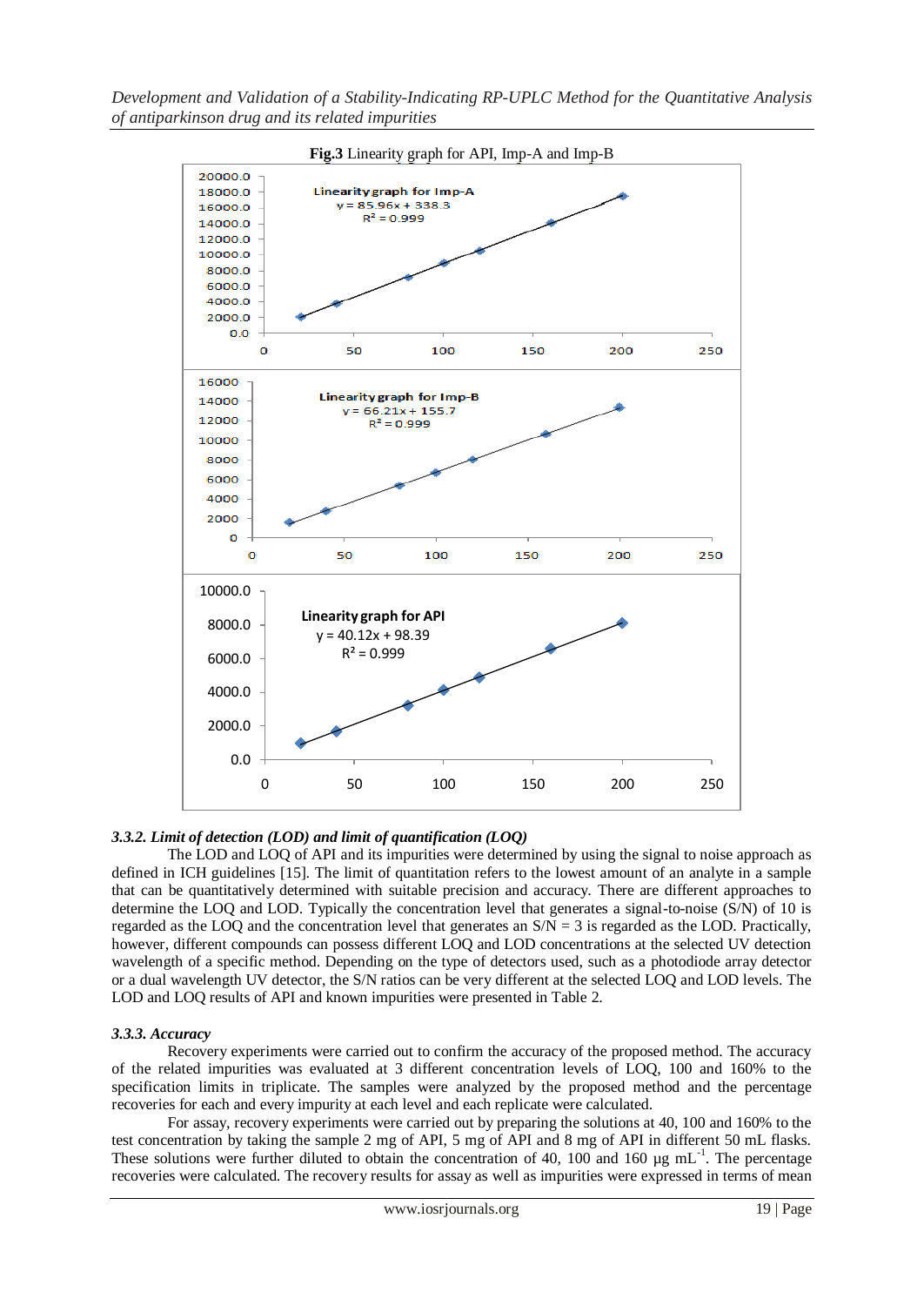**Fig.3** Linearity graph for API, Imp-A and Imp-B

#### 3.3.2. Limit of detection (LOD) and limit of quantification (LOQ)

The LOD and LOQ of API and its impurities were determined by using the signal to noise approach as defined in ICH guidelines [15]. The limit of quantitation refers to the lowest amount of an analyte in a sample that can be quantitatively determined with suitable precision and accuracy. There are different approaches to determine the LOQ and LOD. Typically the concentration level that generates a signal-to-noise (S/N) of 10 is regarded as the LOQ and the concentration level that generates an S/N = 3 is regarded as the LOD. Practically, however, different compounds can possess different LOQ and LOD concentrations at the selected UV detection wavelength of a specific method. Depending on the type of detectors used, such as a photodiode array detector or a dual wavelength UV detector, the S/N ratios can be very different at the selected LOQ and LOD levels. The LOD and LOQ results of API and known impurities were presented in Table 2.

#### 3.3.3. Accuracy

Recovery experiments were carried out to confirm the accuracy of the proposed method. The accuracy of the related impurities was evaluated at 3 different concentration levels of LOQ, 100 and 160% to the specification limits in triplicate. The samples were analyzed by the proposed method and the percentage recoveries for each and every impurity at each level and each replicate were calculated.

For assay, recovery experiments were carried out by preparing the solutions at 40, 100 and 160% to the test concentration by taking the sample 2 mg of API, 5 mg of API and 8 mg of API in different 50 mL flasks. These solutions were further diluted to obtain the concentration of 40, 100 and 160 µg $mL^{-1}$. The percentage recoveries were calculated. The recovery results for assay as well as impurities were expressed in terms of mean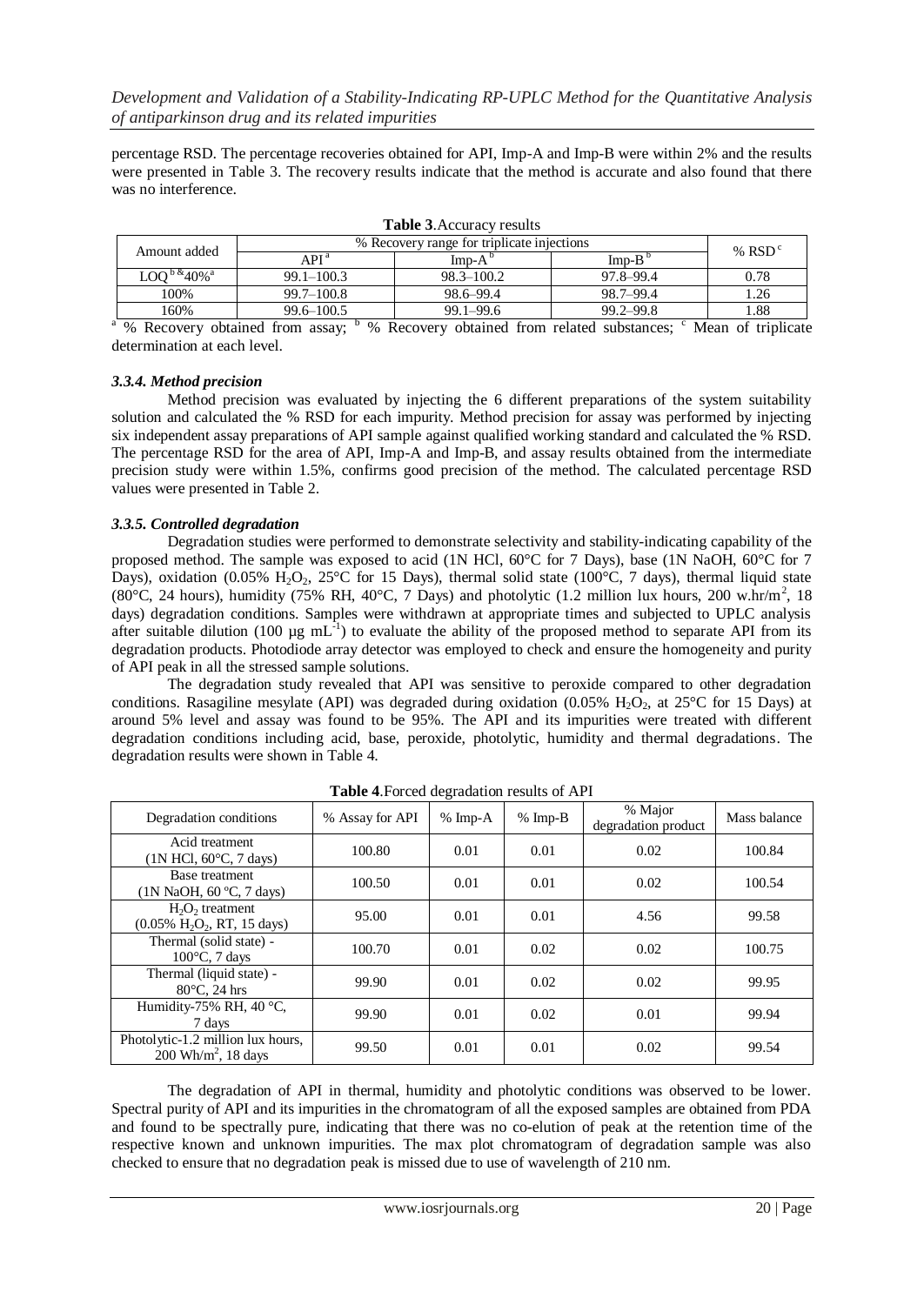percentage RSD. The percentage recoveries obtained for API, Imp-A and Imp-B were within 2% and the results were presented in Table 3. The recovery results indicate that the method is accurate and also found that there was no interference.

**Table 3**.Accuracy results

| Amount added | % Recovery range for triplicate injections | | | % RSD [c] |
|---|---|---|---|---|
| | API [a] | Imp-A [b] | Imp-B [b] | |
| LOQ [b] & 40% [a] | 99.1–100.3 | 98.3–100.2 | 97.8–99.4 | 0.78 |
| 100% | 99.7–100.8 | 98.6–99.4 | 98.7–99.4 | 1.26 |
| 160% | 99.6–100.5 | 99.1–99.6 | 99.2–99.8 | 1.88 |

[a] % Recovery obtained from assay; [b] % Recovery obtained from related substances; [c] Mean of triplicate determination at each level.

### *3.3.4. Method precision*

Method precision was evaluated by injecting the 6 different preparations of the system suitability solution and calculated the % RSD for each impurity. Method precision for assay was performed by injecting six independent assay preparations of API sample against qualified working standard and calculated the % RSD. The percentage RSD for the area of API, Imp-A and Imp-B, and assay results obtained from the intermediate precision study were within 1.5%, confirms good precision of the method. The calculated percentage RSD values were presented in Table 2.

### *3.3.5. Controlled degradation*

Degradation studies were performed to demonstrate selectivity and stability-indicating capability of the proposed method. The sample was exposed to acid (1N HCl, 60°C for 7 Days), base (1N NaOH, 60°C for 7 Days), oxidation (0.05% $H_2O_2$, 25°C for 15 Days), thermal solid state (100°C, 7 days), thermal liquid state (80°C, 24 hours), humidity (75% RH, 40°C, 7 Days) and photolytic (1.2 million lux hours, 200 w.hr/m$^2$, 18 days) degradation conditions. Samples were withdrawn at appropriate times and subjected to UPLC analysis after suitable dilution (100 µg mL$^{-1}$) to evaluate the ability of the proposed method to separate API from its degradation products. Photodiode array detector was employed to check and ensure the homogeneity and purity of API peak in all the stressed sample solutions.

The degradation study revealed that API was sensitive to peroxide compared to other degradation conditions. Rasagiline mesylate (API) was degraded during oxidation (0.05% $H_2O_2$, at 25°C for 15 Days) at around 5% level and assay was found to be 95%. The API and its impurities were treated with different degradation conditions including acid, base, peroxide, photolytic, humidity and thermal degradations. The degradation results were shown in Table 4.

**Table 4**.Forced degradation results of API

| Degradation conditions | % Assay for API | % Imp-A | % Imp-B | % Major degradation product | Mass balance |
|---|---|---|---|---|---|
| Acid treatment (1N HCl, 60°C, 7 days) | 100.80 | 0.01 | 0.01 | 0.02 | 100.84 |
| Base treatment (1N NaOH, 60 °C, 7 days) | 100.50 | 0.01 | 0.01 | 0.02 | 100.54 |
| $H_2O_2$ treatment (0.05% $H_2O_2$, RT, 15 days) | 95.00 | 0.01 | 0.01 | 4.56 | 99.58 |
| Thermal (solid state) - 100°C, 7 days | 100.70 | 0.01 | 0.02 | 0.02 | 100.75 |
| Thermal (liquid state) - 80°C, 24 hrs | 99.90 | 0.01 | 0.02 | 0.02 | 99.95 |
| Humidity-75% RH, 40 °C, 7 days | 99.90 | 0.01 | 0.02 | 0.01 | 99.94 |
| Photolytic-1.2 million lux hours, 200 Wh/m$^2$, 18 days | 99.50 | 0.01 | 0.01 | 0.02 | 99.54 |

The degradation of API in thermal, humidity and photolytic conditions was observed to be lower. Spectral purity of API and its impurities in the chromatogram of all the exposed samples are obtained from PDA and found to be spectrally pure, indicating that there was no co-elution of peak at the retention time of the respective known and unknown impurities. The max plot chromatogram of degradation sample was also checked to ensure that no degradation peak is missed due to use of wavelength of 210 nm.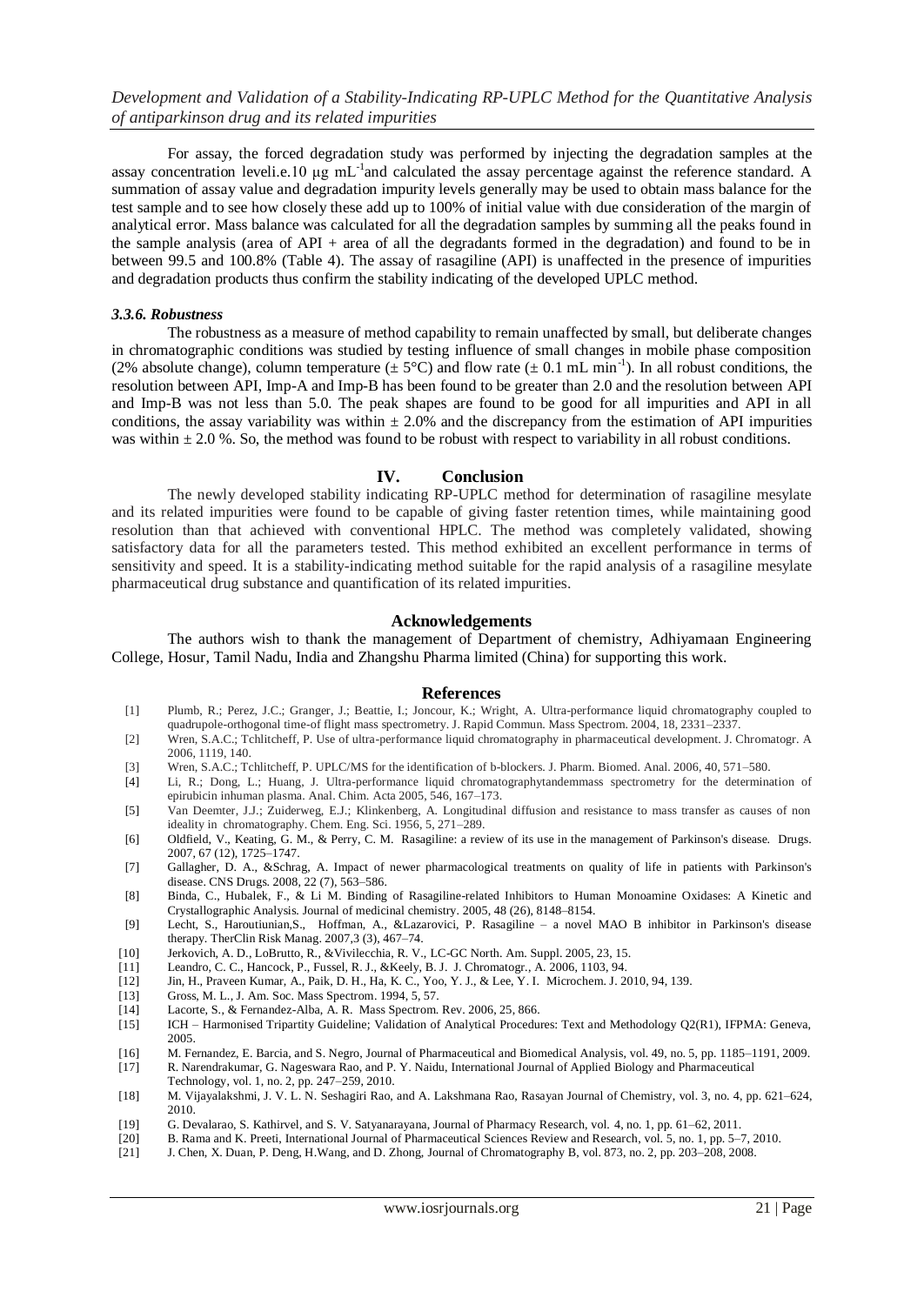For assay, the forced degradation study was performed by injecting the degradation samples at the assay concentration leveli.e.10 μg $mL^{-1}$and calculated the assay percentage against the reference standard. A summation of assay value and degradation impurity levels generally may be used to obtain mass balance for the test sample and to see how closely these add up to 100% of initial value with due consideration of the margin of analytical error. Mass balance was calculated for all the degradation samples by summing all the peaks found in the sample analysis (area of API + area of all the degradants formed in the degradation) and found to be in between 99.5 and 100.8% (Table 4). The assay of rasagiline (API) is unaffected in the presence of impurities and degradation products thus confirm the stability indicating of the developed UPLC method.

#### *3.3.6. Robustness*

The robustness as a measure of method capability to remain unaffected by small, but deliberate changes in chromatographic conditions was studied by testing influence of small changes in mobile phase composition (2% absolute change), column temperature (± 5°C) and flow rate (± 0.1 mL $min^{-1}$). In all robust conditions, the resolution between API, Imp-A and Imp-B has been found to be greater than 2.0 and the resolution between API and Imp-B was not less than 5.0. The peak shapes are found to be good for all impurities and API in all conditions, the assay variability was within ± 2.0% and the discrepancy from the estimation of API impurities was within ± 2.0 %. So, the method was found to be robust with respect to variability in all robust conditions.

## IV. Conclusion

The newly developed stability indicating RP-UPLC method for determination of rasagiline mesylate and its related impurities were found to be capable of giving faster retention times, while maintaining good resolution than that achieved with conventional HPLC. The method was completely validated, showing satisfactory data for all the parameters tested. This method exhibited an excellent performance in terms of sensitivity and speed. It is a stability-indicating method suitable for the rapid analysis of a rasagiline mesylate pharmaceutical drug substance and quantification of its related impurities.

## Acknowledgements

The authors wish to thank the management of Department of chemistry, Adhiyamaan Engineering College, Hosur, Tamil Nadu, India and Zhangshu Pharma limited (China) for supporting this work.

## References

[1] Plumb, R.; Perez, J.C.; Granger, J.; Beattie, I.; Joncour, K.; Wright, A. Ultra-performance liquid chromatography coupled to quadrupole-orthogonal time-of flight mass spectrometry. J. Rapid Commun. Mass Spectrom. 2004, 18, 2331–2337.

[2] Wren, S.A.C.; Tchlitcheff, P. Use of ultra-performance liquid chromatography in pharmaceutical development. J. Chromatogr. A 2006, 1119, 140.

[3] Wren, S.A.C.; Tchlitcheff, P. UPLC/MS for the identification of b-blockers. J. Pharm. Biomed. Anal. 2006, 40, 571–580.

[4] Li, R.; Dong, L.; Huang, J. Ultra-performance liquid chromatographytandemmass spectrometry for the determination of epirubicin inhuman plasma. Anal. Chim. Acta 2005, 546, 167–173.

[5] Van Deemter, J.J.; Zuiderweg, E.J.; Klinkenberg, A. Longitudinal diffusion and resistance to mass transfer as causes of non ideality in chromatography. Chem. Eng. Sci. 1956, 5, 271–289.

[6] Oldfield, V., Keating, G. M., & Perry, C. M. Rasagiline: a review of its use in the management of Parkinson's disease. Drugs. 2007, 67 (12), 1725–1747.

[7] Gallagher, D. A., &Schrag, A. Impact of newer pharmacological treatments on quality of life in patients with Parkinson's disease. CNS Drugs. 2008, 22 (7), 563–586.

[8] Binda, C., Hubalek, F., & Li M. Binding of Rasagiline-related Inhibitors to Human Monoamine Oxidases: A Kinetic and Crystallographic Analysis. Journal of medicinal chemistry. 2005, 48 (26), 8148–8154.

[9] Lecht, S., Haroutiunian,S., Hoffman, A., &Lazarovici, P. Rasagiline – a novel MAO B inhibitor in Parkinson's disease therapy. TherClin Risk Manag. 2007,3 (3), 467–74.

[10] Jerkovich, A. D., LoBrutto, R., &Vivilecchia, R. V., LC-GC North. Am. Suppl. 2005, 23, 15.

[11] Leandro, C. C., Hancock, P., Fussel, R. J., &Keely, B. J. J. Chromatogr., A. 2006, 1103, 94.

[12] Jin, H., Praveen Kumar, A., Paik, D. H., Ha, K. C., Yoo, Y. J., & Lee, Y. I. Microchem. J. 2010, 94, 139.

[13] Gross, M. L., J. Am. Soc. Mass Spectrom. 1994, 5, 57.

[14] Lacorte, S., & Fernandez-Alba, A. R. Mass Spectrom. Rev. 2006, 25, 866.

[15] ICH – Harmonised Tripartity Guideline; Validation of Analytical Procedures: Text and Methodology Q2(R1), IFPMA: Geneva, 2005.

[16] M. Fernandez, E. Barcia, and S. Negro, Journal of Pharmaceutical and Biomedical Analysis, vol. 49, no. 5, pp. 1185–1191, 2009.

[17] R. Narendrakumar, G. Nageswara Rao, and P. Y. Naidu, International Journal of Applied Biology and Pharmaceutical Technology, vol. 1, no. 2, pp. 247–259, 2010.

[18] M. Vijayalakshmi, J. V. L. N. Seshagiri Rao, and A. Lakshmana Rao, Rasayan Journal of Chemistry, vol. 3, no. 4, pp. 621–624, 2010.

[19] G. Devalarao, S. Kathirvel, and S. V. Satyanarayana, Journal of Pharmacy Research, vol. 4, no. 1, pp. 61–62, 2011.

[20] B. Rama and K. Preeti, International Journal of Pharmaceutical Sciences Review and Research, vol. 5, no. 1, pp. 5–7, 2010.

[21] J. Chen, X. Duan, P. Deng, H.Wang, and D. Zhong, Journal of Chromatography B, vol. 873, no. 2, pp. 203–208, 2008.